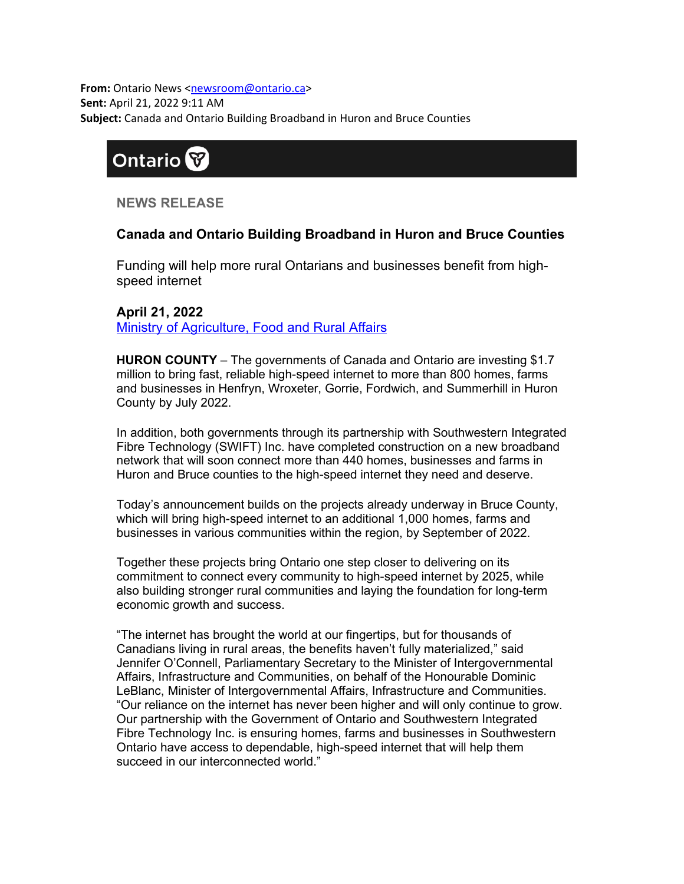**From:** Ontario News <newsroom@ontario.ca>
**Sent:** April 21, 2022 9:11 AM
**Subject:** Canada and Ontario Building Broadband in Huron and Bruce Counties

Ontario

NEWS RELEASE

## Canada and Ontario Building Broadband in Huron and Bruce Counties

Funding will help more rural Ontarians and businesses benefit from high-speed internet

**April 21, 2022**
Ministry of Agriculture, Food and Rural Affairs

**HURON COUNTY** – The governments of Canada and Ontario are investing $1.7 million to bring fast, reliable high-speed internet to more than 800 homes, farms and businesses in Henfryn, Wroxeter, Gorrie, Fordwich, and Summerhill in Huron County by July 2022.

In addition, both governments through its partnership with Southwestern Integrated Fibre Technology (SWIFT) Inc. have completed construction on a new broadband network that will soon connect more than 440 homes, businesses and farms in Huron and Bruce counties to the high-speed internet they need and deserve.

Today's announcement builds on the projects already underway in Bruce County, which will bring high-speed internet to an additional 1,000 homes, farms and businesses in various communities within the region, by September of 2022.

Together these projects bring Ontario one step closer to delivering on its commitment to connect every community to high-speed internet by 2025, while also building stronger rural communities and laying the foundation for long-term economic growth and success.

"The internet has brought the world at our fingertips, but for thousands of Canadians living in rural areas, the benefits haven't fully materialized," said Jennifer O'Connell, Parliamentary Secretary to the Minister of Intergovernmental Affairs, Infrastructure and Communities, on behalf of the Honourable Dominic LeBlanc, Minister of Intergovernmental Affairs, Infrastructure and Communities. "Our reliance on the internet has never been higher and will only continue to grow. Our partnership with the Government of Ontario and Southwestern Integrated Fibre Technology Inc. is ensuring homes, farms and businesses in Southwestern Ontario have access to dependable, high-speed internet that will help them succeed in our interconnected world."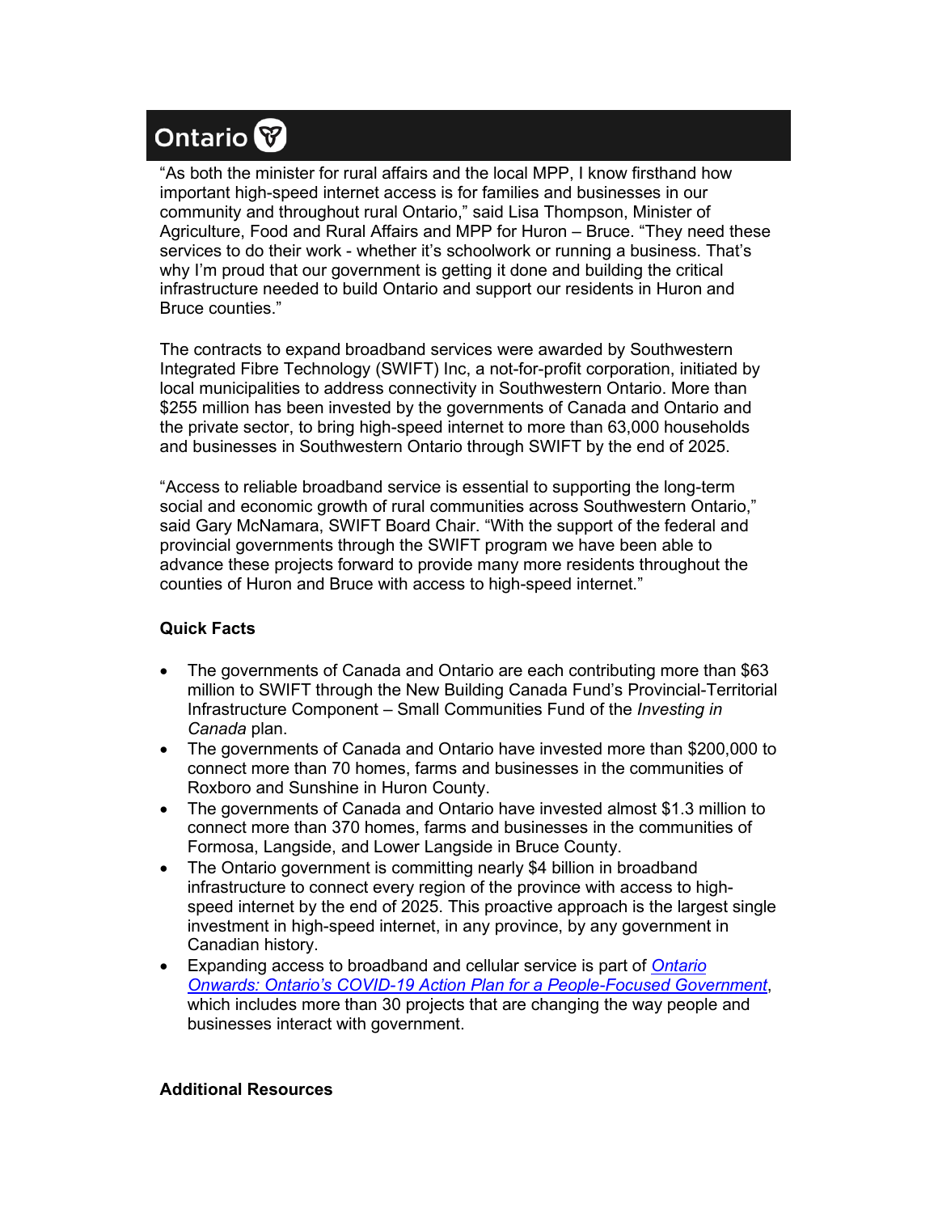“As both the minister for rural affairs and the local MPP, I know firsthand how important high-speed internet access is for families and businesses in our community and throughout rural Ontario,” said Lisa Thompson, Minister of Agriculture, Food and Rural Affairs and MPP for Huron – Bruce. “They need these services to do their work - whether it’s schoolwork or running a business. That’s why I’m proud that our government is getting it done and building the critical infrastructure needed to build Ontario and support our residents in Huron and Bruce counties.”

The contracts to expand broadband services were awarded by Southwestern Integrated Fibre Technology (SWIFT) Inc, a not-for-profit corporation, initiated by local municipalities to address connectivity in Southwestern Ontario. More than $255 million has been invested by the governments of Canada and Ontario and the private sector, to bring high-speed internet to more than 63,000 households and businesses in Southwestern Ontario through SWIFT by the end of 2025.

“Access to reliable broadband service is essential to supporting the long-term social and economic growth of rural communities across Southwestern Ontario,” said Gary McNamara, SWIFT Board Chair. “With the support of the federal and provincial governments through the SWIFT program we have been able to advance these projects forward to provide many more residents throughout the counties of Huron and Bruce with access to high-speed internet.”

**Quick Facts**

- The governments of Canada and Ontario are each contributing more than $63 million to SWIFT through the New Building Canada Fund’s Provincial-Territorial Infrastructure Component – Small Communities Fund of the *Investing in Canada* plan.
- The governments of Canada and Ontario have invested more than $200,000 to connect more than 70 homes, farms and businesses in the communities of Roxboro and Sunshine in Huron County.
- The governments of Canada and Ontario have invested almost $1.3 million to connect more than 370 homes, farms and businesses in the communities of Formosa, Langside, and Lower Langside in Bruce County.
- The Ontario government is committing nearly $4 billion in broadband infrastructure to connect every region of the province with access to high-speed internet by the end of 2025. This proactive approach is the largest single investment in high-speed internet, in any province, by any government in Canadian history.
- Expanding access to broadband and cellular service is part of *Ontario Onwards: Ontario’s COVID-19 Action Plan for a People-Focused Government*, which includes more than 30 projects that are changing the way people and businesses interact with government.

**Additional Resources**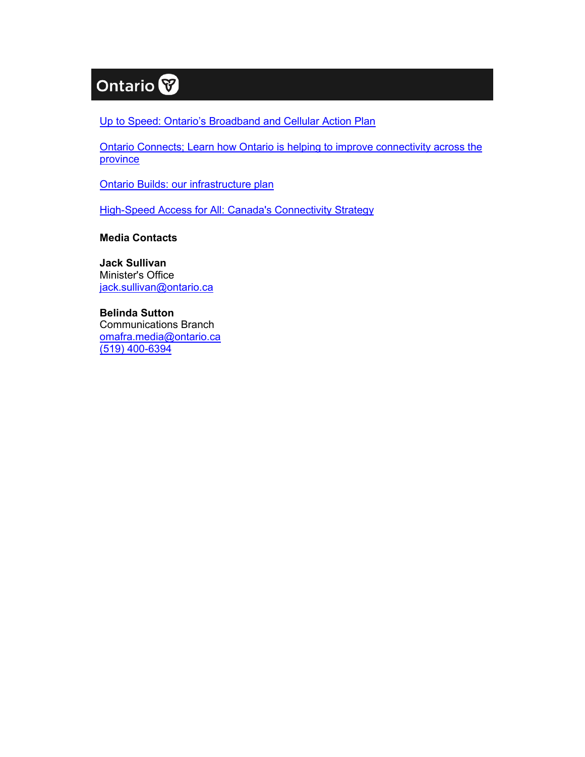Up to Speed: Ontario's Broadband and Cellular Action Plan

Ontario Connects; Learn how Ontario is helping to improve connectivity across the province

Ontario Builds: our infrastructure plan

High-Speed Access for All: Canada's Connectivity Strategy

**Media Contacts**

**Jack Sullivan**
Minister's Office
jack.sullivan@ontario.ca

**Belinda Sutton**
Communications Branch
omafra.media@ontario.ca
(519) 400-6394